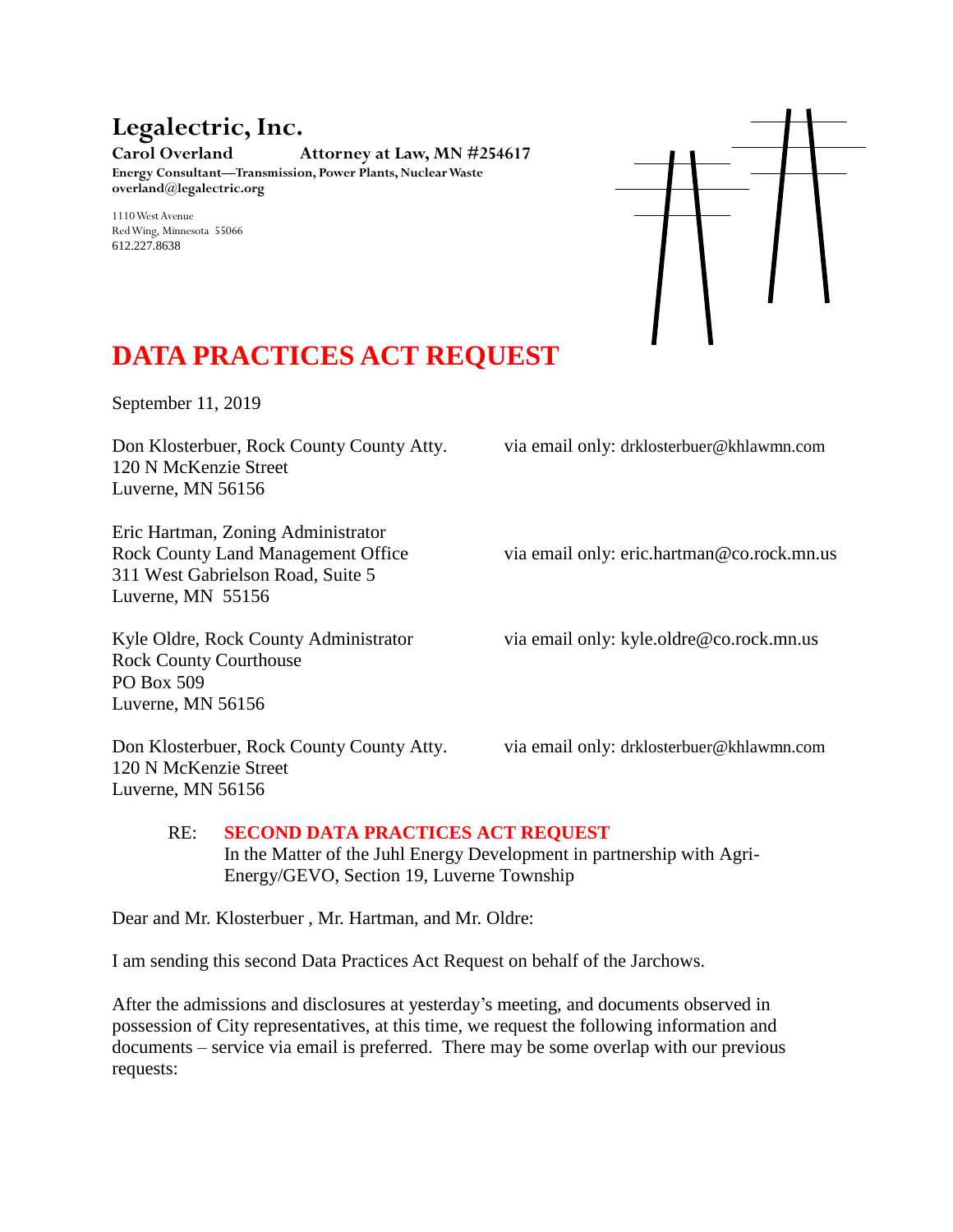**Legalectric, Inc.**
**Carol Overland** **Attorney at Law, MN #254617**
**Energy Consultant—Transmission, Power Plants, Nuclear Waste**
**overland@legalectric.org**

1110 West Avenue
Red Wing, Minnesota 55066
612.227.8638

# DATA PRACTICES ACT REQUEST

September 11, 2019

Don Klosterbuer, Rock County County Atty.
120 N McKenzie Street
Luverne, MN 56156
via email only: drklosterbuer@khlawmn.com

Eric Hartman, Zoning Administrator
Rock County Land Management Office
311 West Gabrielson Road, Suite 5
Luverne, MN 55156
via email only: eric.hartman@co.rock.mn.us

Kyle Oldre, Rock County Administrator
Rock County Courthouse
PO Box 509
Luverne, MN 56156
via email only: kyle.oldre@co.rock.mn.us

Don Klosterbuer, Rock County County Atty.
120 N McKenzie Street
Luverne, MN 56156
via email only: drklosterbuer@khlawmn.com

RE: **SECOND DATA PRACTICES ACT REQUEST**
In the Matter of the Juhl Energy Development in partnership with Agri-Energy/GEVO, Section 19, Luverne Township

Dear and Mr. Klosterbuer , Mr. Hartman, and Mr. Oldre:

I am sending this second Data Practices Act Request on behalf of the Jarchows.

After the admissions and disclosures at yesterday's meeting, and documents observed in possession of City representatives, at this time, we request the following information and documents – service via email is preferred. There may be some overlap with our previous requests: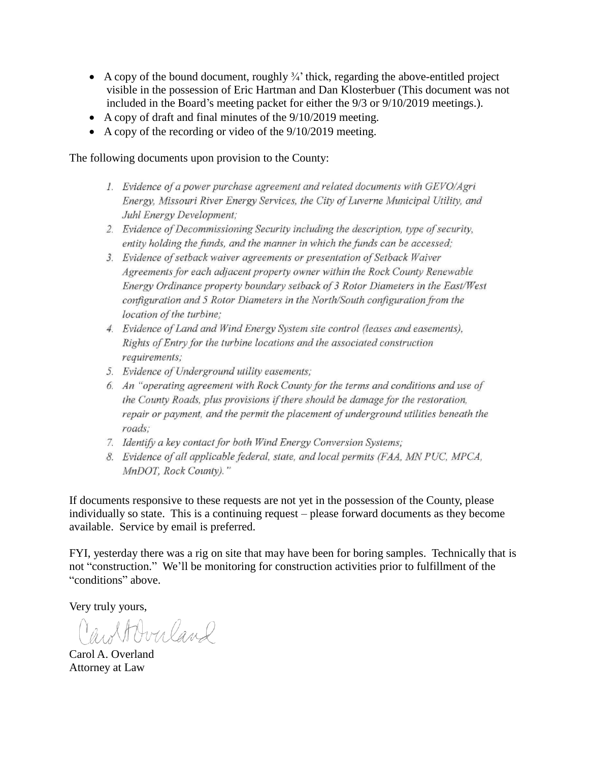- A copy of the bound document, roughly ¾' thick, regarding the above-entitled project visible in the possession of Eric Hartman and Dan Klosterbuer (This document was not included in the Board's meeting packet for either the 9/3 or 9/10/2019 meetings.).
- A copy of draft and final minutes of the 9/10/2019 meeting.
- A copy of the recording or video of the 9/10/2019 meeting.

The following documents upon provision to the County:

> 1. *Evidence of a power purchase agreement and related documents with GEVO/Agri Energy, Missouri River Energy Services, the City of Luverne Municipal Utility, and Juhl Energy Development;*
> 2. *Evidence of Decommissioning Security including the description, type of security, entity holding the funds, and the manner in which the funds can be accessed;*
> 3. *Evidence of setback waiver agreements or presentation of Setback Waiver Agreements for each adjacent property owner within the Rock County Renewable Energy Ordinance property boundary setback of 3 Rotor Diameters in the East/West configuration and 5 Rotor Diameters in the North/South configuration from the location of the turbine;*
> 4. *Evidence of Land and Wind Energy System site control (leases and easements), Rights of Entry for the turbine locations and the associated construction requirements;*
> 5. *Evidence of Underground utility easements;*
> 6. *An "operating agreement with Rock County for the terms and conditions and use of the County Roads, plus provisions if there should be damage for the restoration, repair or payment, and the permit the placement of underground utilities beneath the roads;*
> 7. *Identify a key contact for both Wind Energy Conversion Systems;*
> 8. *Evidence of all applicable federal, state, and local permits (FAA, MN PUC, MPCA, MnDOT, Rock County)."*

If documents responsive to these requests are not yet in the possession of the County, please individually so state. This is a continuing request – please forward documents as they become available. Service by email is preferred.

FYI, yesterday there was a rig on site that may have been for boring samples. Technically that is not "construction." We'll be monitoring for construction activities prior to fulfillment of the "conditions" above.

Very truly yours,

Carol A. Overland

Carol A. Overland
Attorney at Law